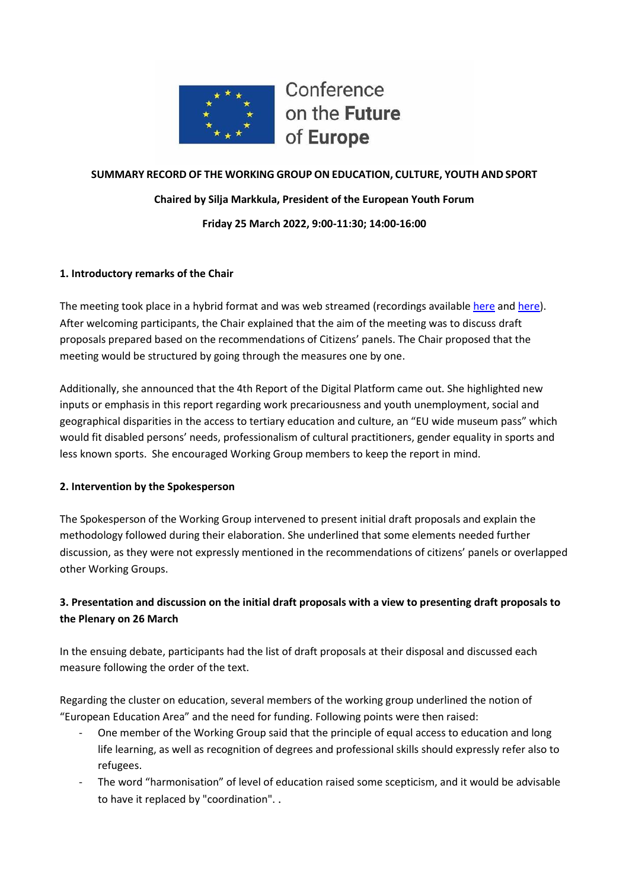Conference on the **Future** of **Europe**

**SUMMARY RECORD OF THE WORKING GROUP ON EDUCATION, CULTURE, YOUTH AND SPORT**

**Chaired by Silja Markkula, President of the European Youth Forum**

**Friday 25 March 2022, 9:00-11:30; 14:00-16:00**

### 1. Introductory remarks of the Chair

The meeting took place in a hybrid format and was web streamed (recordings available here and here). After welcoming participants, the Chair explained that the aim of the meeting was to discuss draft proposals prepared based on the recommendations of Citizens' panels. The Chair proposed that the meeting would be structured by going through the measures one by one.

Additionally, she announced that the 4th Report of the Digital Platform came out. She highlighted new inputs or emphasis in this report regarding work precariousness and youth unemployment, social and geographical disparities in the access to tertiary education and culture, an "EU wide museum pass" which would fit disabled persons' needs, professionalism of cultural practitioners, gender equality in sports and less known sports. She encouraged Working Group members to keep the report in mind.

### 2. Intervention by the Spokesperson

The Spokesperson of the Working Group intervened to present initial draft proposals and explain the methodology followed during their elaboration. She underlined that some elements needed further discussion, as they were not expressly mentioned in the recommendations of citizens' panels or overlapped other Working Groups.

### 3. Presentation and discussion on the initial draft proposals with a view to presenting draft proposals to the Plenary on 26 March

In the ensuing debate, participants had the list of draft proposals at their disposal and discussed each measure following the order of the text.

Regarding the cluster on education, several members of the working group underlined the notion of "European Education Area" and the need for funding. Following points were then raised:

- One member of the Working Group said that the principle of equal access to education and long life learning, as well as recognition of degrees and professional skills should expressly refer also to refugees.
- The word "harmonisation" of level of education raised some scepticism, and it would be advisable to have it replaced by "coordination". .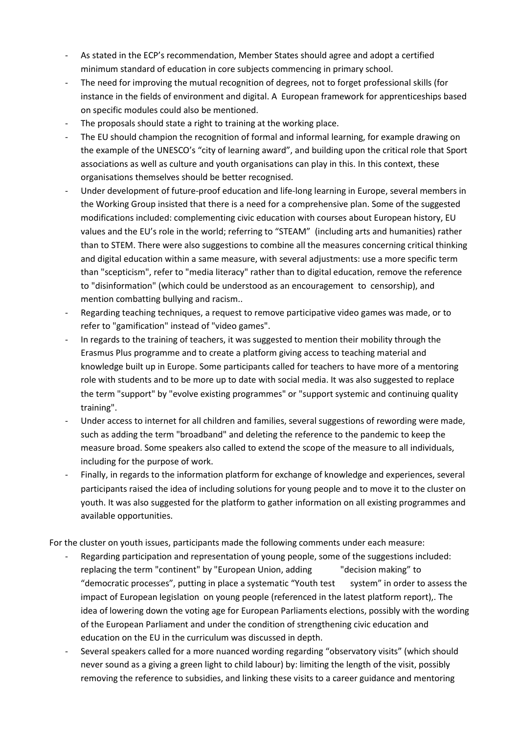- As stated in the ECP's recommendation, Member States should agree and adopt a certified minimum standard of education in core subjects commencing in primary school.
- The need for improving the mutual recognition of degrees, not to forget professional skills (for instance in the fields of environment and digital. A European framework for apprenticeships based on specific modules could also be mentioned.
- The proposals should state a right to training at the working place.
- The EU should champion the recognition of formal and informal learning, for example drawing on the example of the UNESCO's "city of learning award", and building upon the critical role that Sport associations as well as culture and youth organisations can play in this. In this context, these organisations themselves should be better recognised.
- Under development of future-proof education and life-long learning in Europe, several members in the Working Group insisted that there is a need for a comprehensive plan. Some of the suggested modifications included: complementing civic education with courses about European history, EU values and the EU's role in the world; referring to "STEAM" (including arts and humanities) rather than to STEM. There were also suggestions to combine all the measures concerning critical thinking and digital education within a same measure, with several adjustments: use a more specific term than "scepticism", refer to "media literacy" rather than to digital education, remove the reference to "disinformation" (which could be understood as an encouragement to censorship), and mention combatting bullying and racism..
- Regarding teaching techniques, a request to remove participative video games was made, or to refer to "gamification" instead of "video games".
- In regards to the training of teachers, it was suggested to mention their mobility through the Erasmus Plus programme and to create a platform giving access to teaching material and knowledge built up in Europe. Some participants called for teachers to have more of a mentoring role with students and to be more up to date with social media. It was also suggested to replace the term "support" by "evolve existing programmes" or "support systemic and continuing quality training".
- Under access to internet for all children and families, several suggestions of rewording were made, such as adding the term "broadband" and deleting the reference to the pandemic to keep the measure broad. Some speakers also called to extend the scope of the measure to all individuals, including for the purpose of work.
- Finally, in regards to the information platform for exchange of knowledge and experiences, several participants raised the idea of including solutions for young people and to move it to the cluster on youth. It was also suggested for the platform to gather information on all existing programmes and available opportunities.

For the cluster on youth issues, participants made the following comments under each measure:

- Regarding participation and representation of young people, some of the suggestions included: replacing the term "continent" by "European Union, adding "decision making" to "democratic processes", putting in place a systematic "Youth test system" in order to assess the impact of European legislation on young people (referenced in the latest platform report),. The idea of lowering down the voting age for European Parliaments elections, possibly with the wording of the European Parliament and under the condition of strengthening civic education and education on the EU in the curriculum was discussed in depth.
- Several speakers called for a more nuanced wording regarding "observatory visits" (which should never sound as a giving a green light to child labour) by: limiting the length of the visit, possibly removing the reference to subsidies, and linking these visits to a career guidance and mentoring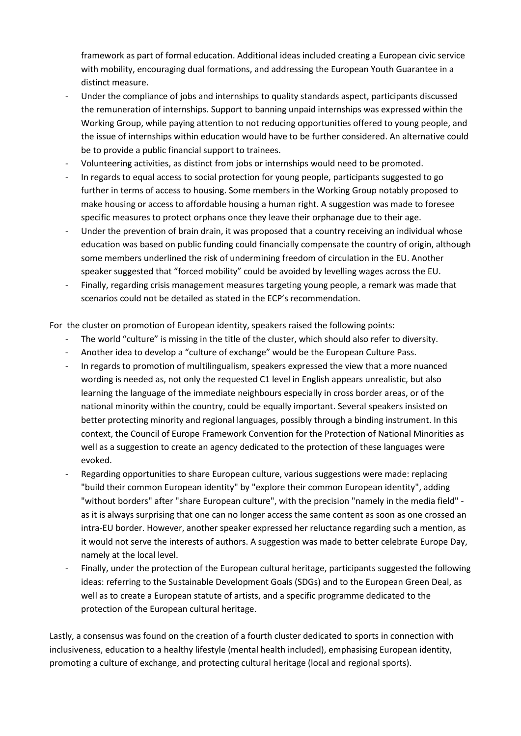framework as part of formal education. Additional ideas included creating a European civic service with mobility, encouraging dual formations, and addressing the European Youth Guarantee in a distinct measure.

- Under the compliance of jobs and internships to quality standards aspect, participants discussed the remuneration of internships. Support to banning unpaid internships was expressed within the Working Group, while paying attention to not reducing opportunities offered to young people, and the issue of internships within education would have to be further considered. An alternative could be to provide a public financial support to trainees.
- Volunteering activities, as distinct from jobs or internships would need to be promoted.
- In regards to equal access to social protection for young people, participants suggested to go further in terms of access to housing. Some members in the Working Group notably proposed to make housing or access to affordable housing a human right. A suggestion was made to foresee specific measures to protect orphans once they leave their orphanage due to their age.
- Under the prevention of brain drain, it was proposed that a country receiving an individual whose education was based on public funding could financially compensate the country of origin, although some members underlined the risk of undermining freedom of circulation in the EU. Another speaker suggested that "forced mobility" could be avoided by levelling wages across the EU.
- Finally, regarding crisis management measures targeting young people, a remark was made that scenarios could not be detailed as stated in the ECP's recommendation.

For the cluster on promotion of European identity, speakers raised the following points:

- The world "culture" is missing in the title of the cluster, which should also refer to diversity.
- Another idea to develop a "culture of exchange" would be the European Culture Pass.
- In regards to promotion of multilingualism, speakers expressed the view that a more nuanced wording is needed as, not only the requested C1 level in English appears unrealistic, but also learning the language of the immediate neighbours especially in cross border areas, or of the national minority within the country, could be equally important. Several speakers insisted on better protecting minority and regional languages, possibly through a binding instrument. In this context, the Council of Europe Framework Convention for the Protection of National Minorities as well as a suggestion to create an agency dedicated to the protection of these languages were evoked.
- Regarding opportunities to share European culture, various suggestions were made: replacing "build their common European identity" by "explore their common European identity", adding "without borders" after "share European culture", with the precision "namely in the media field" - as it is always surprising that one can no longer access the same content as soon as one crossed an intra-EU border. However, another speaker expressed her reluctance regarding such a mention, as it would not serve the interests of authors. A suggestion was made to better celebrate Europe Day, namely at the local level.
- Finally, under the protection of the European cultural heritage, participants suggested the following ideas: referring to the Sustainable Development Goals (SDGs) and to the European Green Deal, as well as to create a European statute of artists, and a specific programme dedicated to the protection of the European cultural heritage.

Lastly, a consensus was found on the creation of a fourth cluster dedicated to sports in connection with inclusiveness, education to a healthy lifestyle (mental health included), emphasising European identity, promoting a culture of exchange, and protecting cultural heritage (local and regional sports).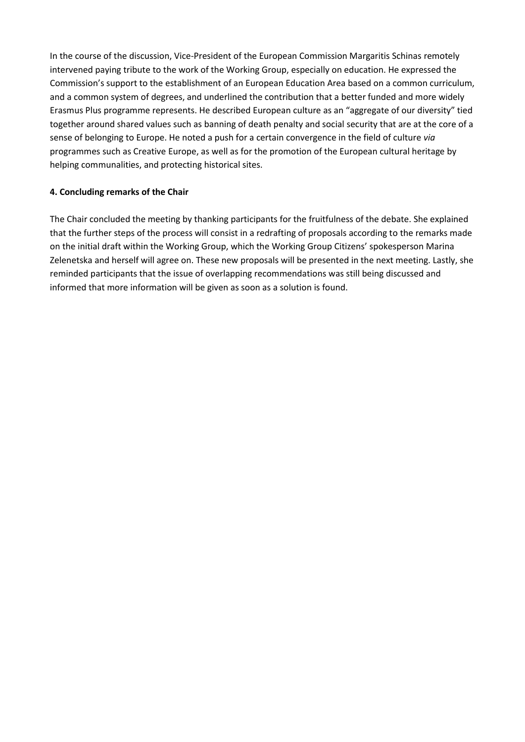In the course of the discussion, Vice-President of the European Commission Margaritis Schinas remotely intervened paying tribute to the work of the Working Group, especially on education. He expressed the Commission's support to the establishment of an European Education Area based on a common curriculum, and a common system of degrees, and underlined the contribution that a better funded and more widely Erasmus Plus programme represents. He described European culture as an "aggregate of our diversity" tied together around shared values such as banning of death penalty and social security that are at the core of a sense of belonging to Europe. He noted a push for a certain convergence in the field of culture *via* programmes such as Creative Europe, as well as for the promotion of the European cultural heritage by helping communalities, and protecting historical sites.

**4. Concluding remarks of the Chair**

The Chair concluded the meeting by thanking participants for the fruitfulness of the debate. She explained that the further steps of the process will consist in a redrafting of proposals according to the remarks made on the initial draft within the Working Group, which the Working Group Citizens' spokesperson Marina Zelenetska and herself will agree on. These new proposals will be presented in the next meeting. Lastly, she reminded participants that the issue of overlapping recommendations was still being discussed and informed that more information will be given as soon as a solution is found.